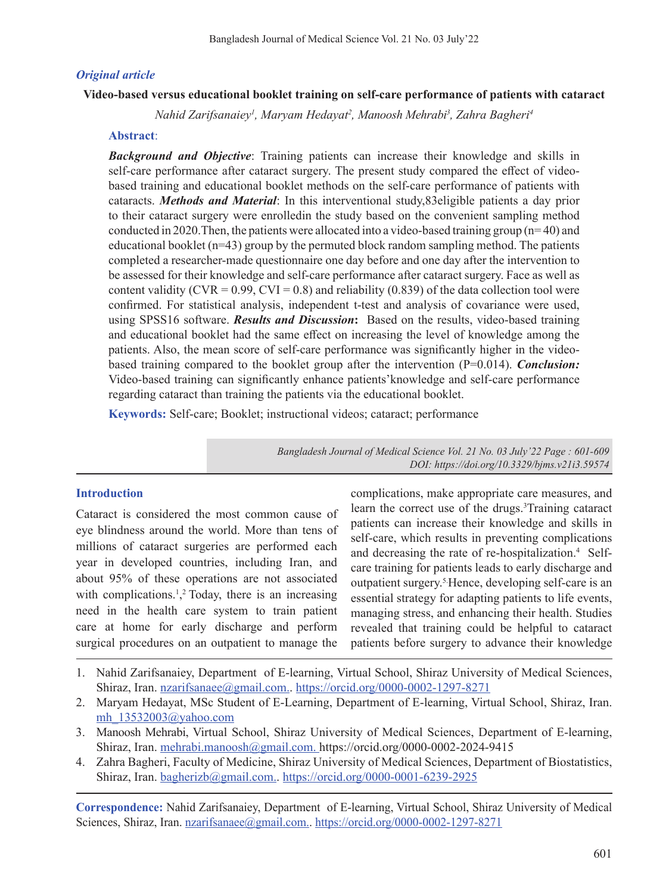*Original article*

# Video-based versus educational booklet training on self-care performance of patients with cataract

*Nahid Zarifsanaiey[1], Maryam Hedayat[2], Manoosh Mehrabi[3], Zahra Bagheri[4]*

## Abstract:

***Background and Objective***: Training patients can increase their knowledge and skills in self-care performance after cataract surgery. The present study compared the effect of video-based training and educational booklet methods on the self-care performance of patients with cataracts. ***Methods and Material***: In this interventional study,83eligible patients a day prior to their cataract surgery were enrolledin the study based on the convenient sampling method conducted in 2020.Then, the patients were allocated into a video-based training group (n= 40) and educational booklet (n=43) group by the permuted block random sampling method. The patients completed a researcher-made questionnaire one day before and one day after the intervention to be assessed for their knowledge and self-care performance after cataract surgery. Face as well as content validity (CVR = 0.99, CVI = 0.8) and reliability (0.839) of the data collection tool were confirmed. For statistical analysis, independent t-test and analysis of covariance were used, using SPSS16 software. ***Results and Discussion***: Based on the results, video-based training and educational booklet had the same effect on increasing the level of knowledge among the patients. Also, the mean score of self-care performance was significantly higher in the video-based training compared to the booklet group after the intervention (P=0.014). ***Conclusion:*** Video-based training can significantly enhance patients'knowledge and self-care performance regarding cataract than training the patients via the educational booklet.

**Keywords:** Self-care; Booklet; instructional videos; cataract; performance

*DOI: https://doi.org/10.3329/bjms.v21i3.59574*

## Introduction

Cataract is considered the most common cause of eye blindness around the world. More than tens of millions of cataract surgeries are performed each year in developed countries, including Iran, and about 95% of these operations are not associated with complications.[1,2] Today, there is an increasing need in the health care system to train patient care at home for early discharge and perform surgical procedures on an outpatient to manage the complications, make appropriate care measures, and learn the correct use of the drugs.[3]Training cataract patients can increase their knowledge and skills in self-care, which results in preventing complications and decreasing the rate of re-hospitalization.[4] Self-care training for patients leads to early discharge and outpatient surgery.[5] Hence, developing self-care is an essential strategy for adapting patients to life events, managing stress, and enhancing their health. Studies revealed that training could be helpful to cataract patients before surgery to advance their knowledge

---

1. Nahid Zarifsanaiey, Department of E-learning, Virtual School, Shiraz University of Medical Sciences, Shiraz, Iran. nzarifsanaee@gmail.com.. https://orcid.org/0000-0002-1297-8271
2. Maryam Hedayat, MSc Student of E-Learning, Department of E-learning, Virtual School, Shiraz, Iran. mh_13532003@yahoo.com
3. Manoosh Mehrabi, Virtual School, Shiraz University of Medical Sciences, Department of E-learning, Shiraz, Iran. mehrabi.manoosh@gmail.com. https://orcid.org/0000-0002-2024-9415
4. Zahra Bagheri, Faculty of Medicine, Shiraz University of Medical Sciences, Department of Biostatistics, Shiraz, Iran. bagherizb@gmail.com.. https://orcid.org/0000-0001-6239-2925

**Correspondence:** Nahid Zarifsanaiey, Department of E-learning, Virtual School, Shiraz University of Medical Sciences, Shiraz, Iran. nzarifsanaee@gmail.com.. https://orcid.org/0000-0002-1297-8271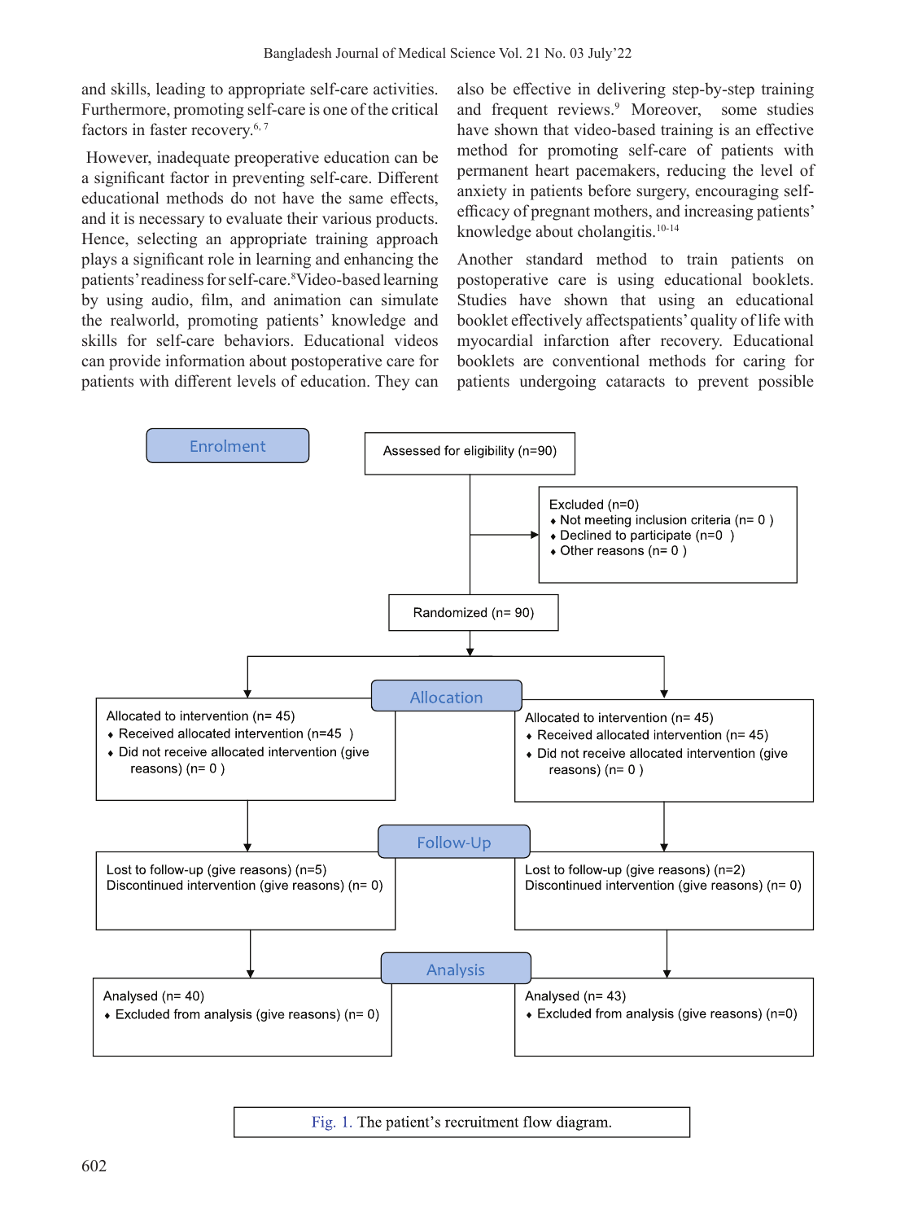and skills, leading to appropriate self-care activities. Furthermore, promoting self-care is one of the critical factors in faster recovery.[6, 7]

However, inadequate preoperative education can be a significant factor in preventing self-care. Different educational methods do not have the same effects, and it is necessary to evaluate their various products. Hence, selecting an appropriate training approach plays a significant role in learning and enhancing the patients' readiness for self-care.[8] Video-based learning by using audio, film, and animation can simulate the realworld, promoting patients' knowledge and skills for self-care behaviors. Educational videos can provide information about postoperative care for patients with different levels of education. They can also be effective in delivering step-by-step training and frequent reviews.[9] Moreover, some studies have shown that video-based training is an effective method for promoting self-care of patients with permanent heart pacemakers, reducing the level of anxiety in patients before surgery, encouraging self-efficacy of pregnant mothers, and increasing patients' knowledge about cholangitis.[10-14]

Another standard method to train patients on postoperative care is using educational booklets. Studies have shown that using an educational booklet effectively affectspatients' quality of life with myocardial infarction after recovery. Educational booklets are conventional methods for caring for patients undergoing cataracts to prevent possible

**Enrolment**

Assessed for eligibility (n=90)

Excluded (n=0)
- Not meeting inclusion criteria (n= 0 )
- Declined to participate (n=0 )
- Other reasons (n= 0 )

Randomized (n= 90)

**Allocation**

Allocated to intervention (n= 45)
- Received allocated intervention (n=45 )
- Did not receive allocated intervention (give reasons) (n= 0 )

Allocated to intervention (n= 45)
- Received allocated intervention (n= 45)
- Did not receive allocated intervention (give reasons) (n= 0 )

**Follow-Up**

Lost to follow-up (give reasons) (n=5)
Discontinued intervention (give reasons) (n= 0)

Lost to follow-up (give reasons) (n=2)
Discontinued intervention (give reasons) (n= 0)

**Analysis**

Analysed (n= 40)
- Excluded from analysis (give reasons) (n= 0)

Analysed (n= 43)
- Excluded from analysis (give reasons) (n=0)

Fig. 1. The patient's recruitment flow diagram.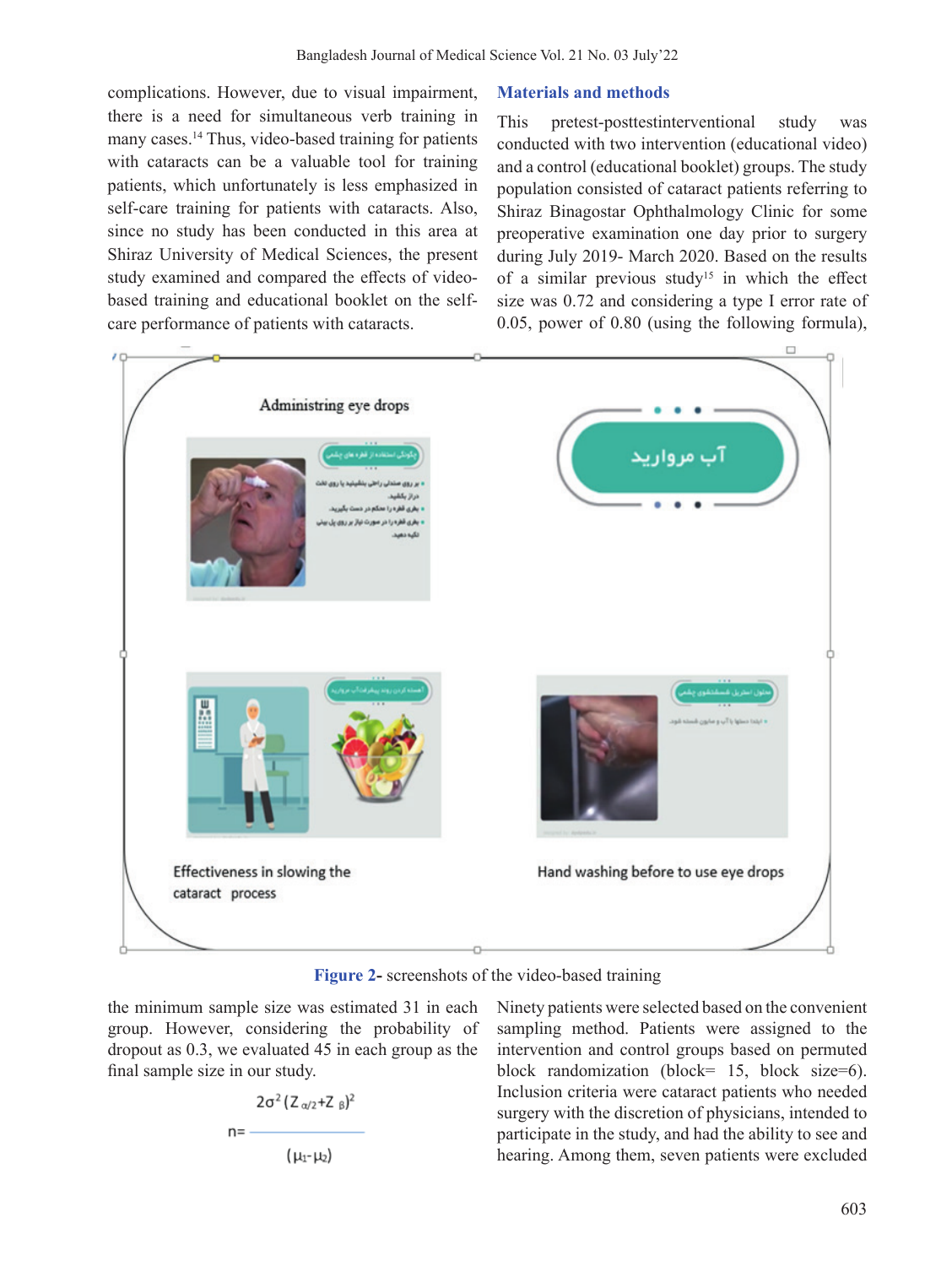complications. However, due to visual impairment, there is a need for simultaneous verb training in many cases.[14] Thus, video-based training for patients with cataracts can be a valuable tool for training patients, which unfortunately is less emphasized in self-care training for patients with cataracts. Also, since no study has been conducted in this area at Shiraz University of Medical Sciences, the present study examined and compared the effects of video-based training and educational booklet on the self-care performance of patients with cataracts.

## Materials and methods

This pretest-posttestinterventional study was conducted with two intervention (educational video) and a control (educational booklet) groups. The study population consisted of cataract patients referring to Shiraz Binagostar Ophthalmology Clinic for some preoperative examination one day prior to surgery during July 2019- March 2020. Based on the results of a similar previous study[15] in which the effect size was 0.72 and considering a type I error rate of 0.05, power of 0.80 (using the following formula), the minimum sample size was estimated 31 in each group. However, considering the probability of dropout as 0.3, we evaluated 45 in each group as the final sample size in our study.

$$n = \frac{2\sigma^2 (Z_{\alpha/2} + Z_{\beta})^2}{(\mu_1 - \mu_2)}$$

Ninety patients were selected based on the convenient sampling method. Patients were assigned to the intervention and control groups based on permuted block randomization (block= 15, block size=6). Inclusion criteria were cataract patients who needed surgery with the discretion of physicians, intended to participate in the study, and had the ability to see and hearing. Among them, seven patients were excluded

Administring eye drops

آب مروارید

Effectiveness in slowing the cataract process

Hand washing before to use eye drops

**Figure 2-** screenshots of the video-based training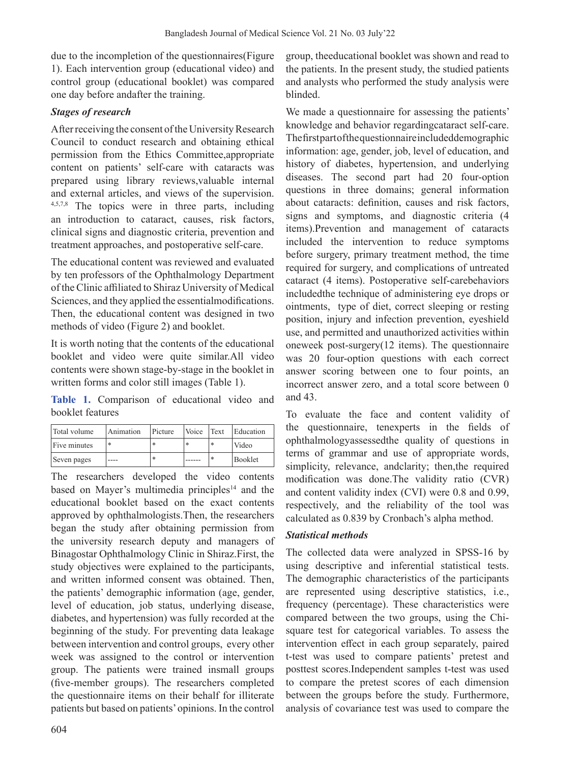due to the incompletion of the questionnaires(Figure 1). Each intervention group (educational video) and control group (educational booklet) was compared one day before andafter the training.

***Stages of research***

After receiving the consent of the University Research Council to conduct research and obtaining ethical permission from the Ethics Committee,appropriate content on patients' self-care with cataracts was prepared using library reviews,valuable internal and external articles, and views of the supervision.[4,5,7,8] The topics were in three parts, including an introduction to cataract, causes, risk factors, clinical signs and diagnostic criteria, prevention and treatment approaches, and postoperative self-care.

The educational content was reviewed and evaluated by ten professors of the Ophthalmology Department of the Clinic affiliated to Shiraz University of Medical Sciences, and they applied the essentialmodifications. Then, the educational content was designed in two methods of video (Figure 2) and booklet.

It is worth noting that the contents of the educational booklet and video were quite similar.All video contents were shown stage-by-stage in the booklet in written forms and color still images (Table 1).

**Table 1.** Comparison of educational video and booklet features

| Total volume | Animation | Picture | Voice | Text | Education |
|---|---|---|---|---|---|
| Five minutes | * | * | * | * | Video |
| Seven pages | ---- | * | ------ | * | Booklet |

The researchers developed the video contents based on Mayer's multimedia principles[14] and the educational booklet based on the exact contents approved by ophthalmologists.Then, the researchers began the study after obtaining permission from the university research deputy and managers of Binagostar Ophthalmology Clinic in Shiraz.First, the study objectives were explained to the participants, and written informed consent was obtained. Then, the patients' demographic information (age, gender, level of education, job status, underlying disease, diabetes, and hypertension) was fully recorded at the beginning of the study. For preventing data leakage between intervention and control groups, every other week was assigned to the control or intervention group. The patients were trained insmall groups (five-member groups). The researchers completed the questionnaire items on their behalf for illiterate patients but based on patients' opinions. In the control group, theeducational booklet was shown and read to the patients. In the present study, the studied patients and analysts who performed the study analysis were blinded.

We made a questionnaire for assessing the patients' knowledge and behavior regardingcataract self-care. Thefirstpartofthequestionnaireincludeddemographic information: age, gender, job, level of education, and history of diabetes, hypertension, and underlying diseases. The second part had 20 four-option questions in three domains; general information about cataracts: definition, causes and risk factors, signs and symptoms, and diagnostic criteria (4 items).Prevention and management of cataracts included the intervention to reduce symptoms before surgery, primary treatment method, the time required for surgery, and complications of untreated cataract (4 items). Postoperative self-carebehaviors includedthe technique of administering eye drops or ointments, type of diet, correct sleeping or resting position, injury and infection prevention, eyeshield use, and permitted and unauthorized activities within oneweek post-surgery(12 items). The questionnaire was 20 four-option questions with each correct answer scoring between one to four points, an incorrect answer zero, and a total score between 0 and 43.

To evaluate the face and content validity of the questionnaire, tenexperts in the fields of ophthalmologyassessedthe quality of questions in terms of grammar and use of appropriate words, simplicity, relevance, andclarity; then,the required modification was done.The validity ratio (CVR) and content validity index (CVI) were 0.8 and 0.99, respectively, and the reliability of the tool was calculated as 0.839 by Cronbach's alpha method.

***Statistical methods***

The collected data were analyzed in SPSS-16 by using descriptive and inferential statistical tests. The demographic characteristics of the participants are represented using descriptive statistics, i.e., frequency (percentage). These characteristics were compared between the two groups, using the Chi-square test for categorical variables. To assess the intervention effect in each group separately, paired t-test was used to compare patients' pretest and posttest scores.Independent samples t-test was used to compare the pretest scores of each dimension between the groups before the study. Furthermore, analysis of covariance test was used to compare the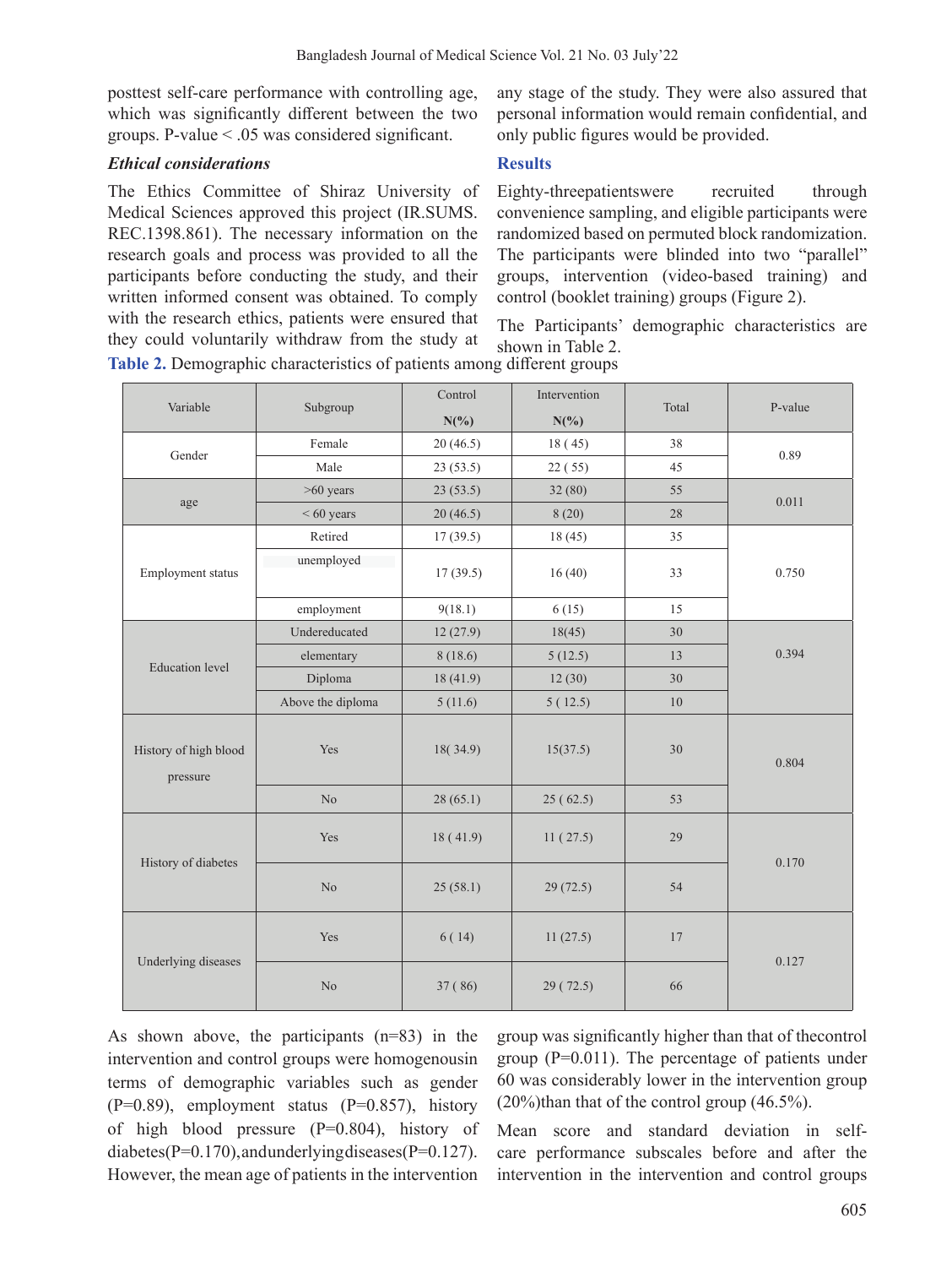posttest self-care performance with controlling age, which was significantly different between the two groups. P-value < .05 was considered significant.

### *Ethical considerations*

The Ethics Committee of Shiraz University of Medical Sciences approved this project (IR.SUMS.REC.1398.861). The necessary information on the research goals and process was provided to all the participants before conducting the study, and their written informed consent was obtained. To comply with the research ethics, patients were ensured that they could voluntarily withdraw from the study at any stage of the study. They were also assured that personal information would remain confidential, and only public figures would be provided.

## Results

Eighty-threepatientswere recruited through convenience sampling, and eligible participants were randomized based on permuted block randomization. The participants were blinded into two "parallel" groups, intervention (video-based training) and control (booklet training) groups (Figure 2).

The Participants' demographic characteristics are shown in Table 2.

**Table 2.** Demographic characteristics of patients among different groups

| Variable | Subgroup | Control N(%) | Intervention N(%) | Total | P-value |
|---|---|---|---|---|---|
| Gender | Female | 20 (46.5) | 18 ( 45) | 38 | 0.89 |
| | Male | 23 (53.5) | 22 ( 55) | 45 | |
| age | >60 years | 23 (53.5) | 32 (80) | 55 | 0.011 |
| | < 60 years | 20 (46.5) | 8 (20) | 28 | |
| Employment status | Retired | 17 (39.5) | 18 (45) | 35 | 0.750 |
| | unemployed | 17 (39.5) | 16 (40) | 33 | |
| | employment | 9(18.1) | 6 (15) | 15 | |
| Education level | Undereducated | 12 (27.9) | 18(45) | 30 | 0.394 |
| | elementary | 8 (18.6) | 5 (12.5) | 13 | |
| | Diploma | 18 (41.9) | 12 (30) | 30 | |
| | Above the diploma | 5 (11.6) | 5 ( 12.5) | 10 | |
| History of high blood pressure | Yes | 18( 34.9) | 15(37.5) | 30 | 0.804 |
| | No | 28 (65.1) | 25 ( 62.5) | 53 | |
| History of diabetes | Yes | 18 ( 41.9) | 11 ( 27.5) | 29 | 0.170 |
| | No | 25 (58.1) | 29 (72.5) | 54 | |
| Underlying diseases | Yes | 6 ( 14) | 11 (27.5) | 17 | 0.127 |
| | No | 37 ( 86) | 29 ( 72.5) | 66 | |

As shown above, the participants (n=83) in the intervention and control groups were homogenousin terms of demographic variables such as gender (P=0.89), employment status (P=0.857), history of high blood pressure (P=0.804), history of diabetes(P=0.170),andunderlyingdiseases(P=0.127). However, the mean age of patients in the intervention group was significantly higher than that of thecontrol group (P=0.011). The percentage of patients under 60 was considerably lower in the intervention group (20%)than that of the control group (46.5%).

Mean score and standard deviation in self-care performance subscales before and after the intervention in the intervention and control groups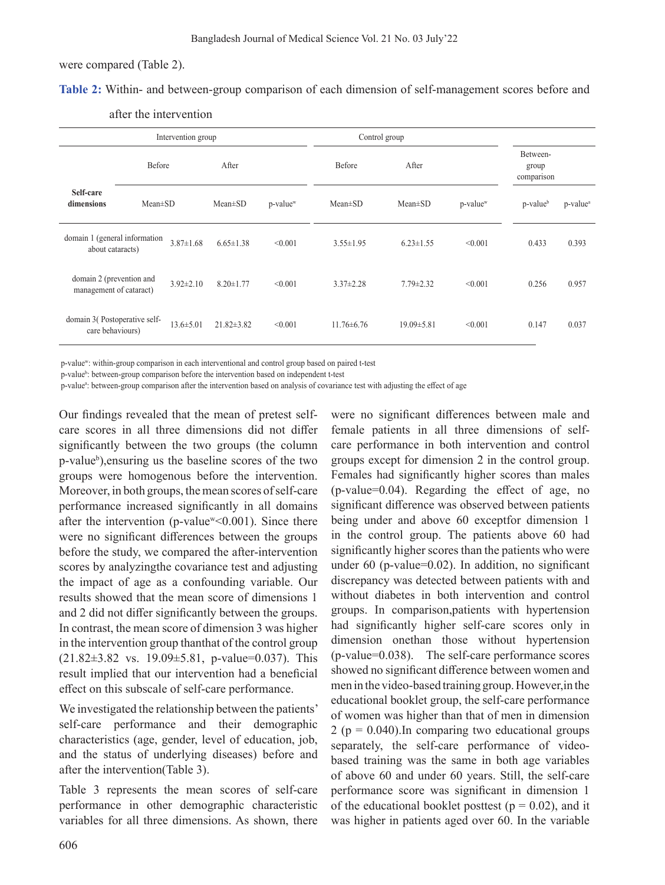were compared (Table 2).

**Table 2:** Within- and between-group comparison of each dimension of self-management scores before and after the intervention

| Self-care dimensions | Intervention group | | | Control group | | | Between-group comparison | |
|---|---|---|---|---|---|---|---|---|
| | Before | After | | Before | After | | | |
| | Mean±SD | Mean±SD | p-value[w] | Mean±SD | Mean±SD | p-value[w] | p-value[b] | p-value[a] |
| domain 1 (general information about cataracts) | 3.87±1.68 | 6.65±1.38 | <0.001 | 3.55±1.95 | 6.23±1.55 | <0.001 | 0.433 | 0.393 |
| domain 2 (prevention and management of cataract) | 3.92±2.10 | 8.20±1.77 | <0.001 | 3.37±2.28 | 7.79±2.32 | <0.001 | 0.256 | 0.957 |
| domain 3( Postoperative self-care behaviours) | 13.6±5.01 | 21.82±3.82 | <0.001 | 11.76±6.76 | 19.09±5.81 | <0.001 | 0.147 | 0.037 |

p-value[w]: within-group comparison in each interventional and control group based on paired t-test
p-value[b]: between-group comparison before the intervention based on independent t-test
p-value[a]: between-group comparison after the intervention based on analysis of covariance test with adjusting the effect of age

Our findings revealed that the mean of pretest self-care scores in all three dimensions did not differ significantly between the two groups (the column p-value[b]),ensuring us the baseline scores of the two groups were homogenous before the intervention. Moreover, in both groups, the mean scores of self-care performance increased significantly in all domains after the intervention (p-value[w]<0.001). Since there were no significant differences between the groups before the study, we compared the after-intervention scores by analyzingthe covariance test and adjusting the impact of age as a confounding variable. Our results showed that the mean score of dimensions 1 and 2 did not differ significantly between the groups. In contrast, the mean score of dimension 3 was higher in the intervention group thanthat of the control group (21.82±3.82 vs. 19.09±5.81, p-value=0.037). This result implied that our intervention had a beneficial effect on this subscale of self-care performance.

We investigated the relationship between the patients' self-care performance and their demographic characteristics (age, gender, level of education, job, and the status of underlying diseases) before and after the intervention(Table 3).

Table 3 represents the mean scores of self-care performance in other demographic characteristic variables for all three dimensions. As shown, there were no significant differences between male and female patients in all three dimensions of self-care performance in both intervention and control groups except for dimension 2 in the control group. Females had significantly higher scores than males (p-value=0.04). Regarding the effect of age, no significant difference was observed between patients being under and above 60 exceptfor dimension 1 in the control group. The patients above 60 had significantly higher scores than the patients who were under 60 (p-value=0.02). In addition, no significant discrepancy was detected between patients with and without diabetes in both intervention and control groups. In comparison,patients with hypertension had significantly higher self-care scores only in dimension onethan those without hypertension (p-value=0.038). The self-care performance scores showed no significant difference between women and men in the video-based training group. However,in the educational booklet group, the self-care performance of women was higher than that of men in dimension 2 (p = 0.040).In comparing two educational groups separately, the self-care performance of video-based training was the same in both age variables of above 60 and under 60 years. Still, the self-care performance score was significant in dimension 1 of the educational booklet posttest (p = 0.02), and it was higher in patients aged over 60. In the variable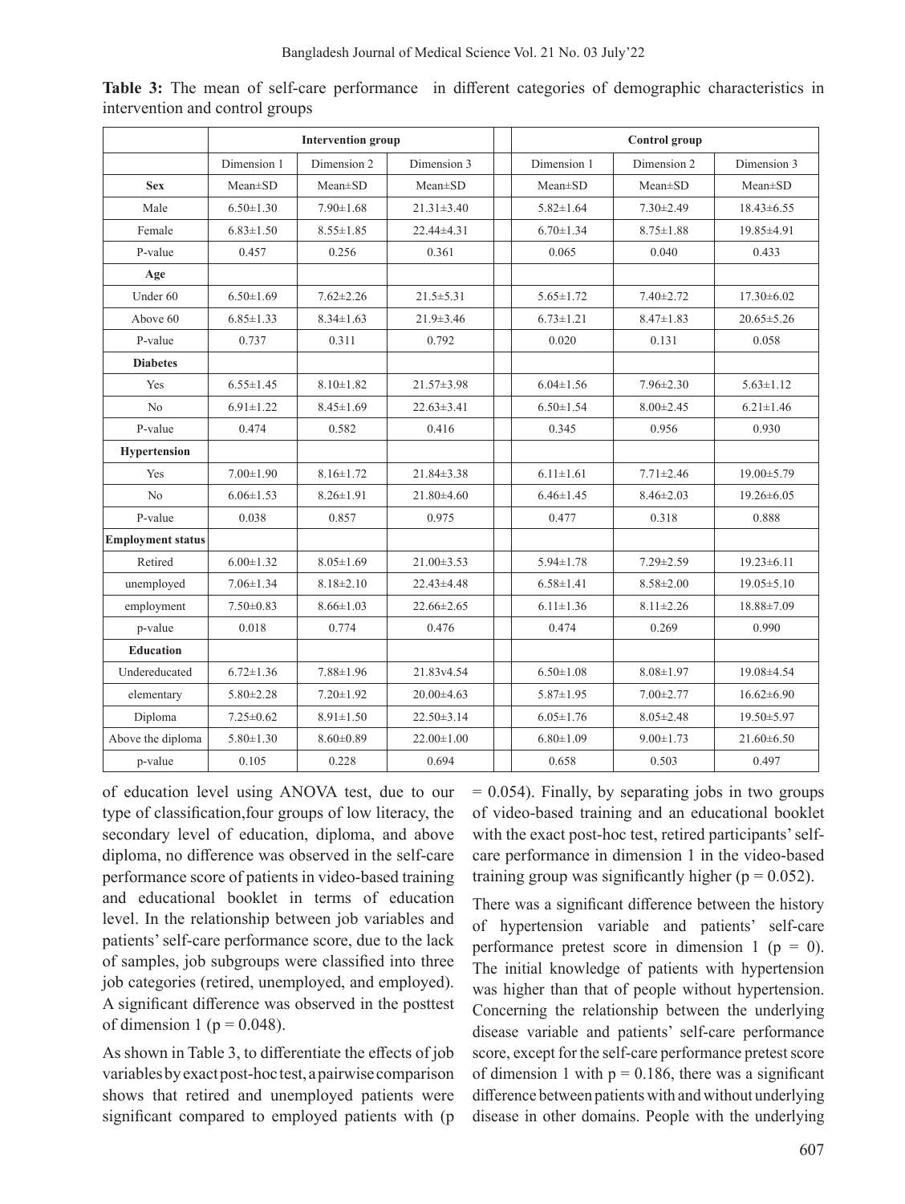**Table 3:** The mean of self-care performance in different categories of demographic characteristics in intervention and control groups

| | Intervention group | | | | Control group | | |
|---|---|---|---|---|---|---|---|
| | Dimension 1 | Dimension 2 | Dimension 3 | | Dimension 1 | Dimension 2 | Dimension 3 |
| **Sex** | Mean±SD | Mean±SD | Mean±SD | | Mean±SD | Mean±SD | Mean±SD |
| Male | 6.50±1.30 | 7.90±1.68 | 21.31±3.40 | | 5.82±1.64 | 7.30±2.49 | 18.43±6.55 |
| Female | 6.83±1.50 | 8.55±1.85 | 22.44±4.31 | | 6.70±1.34 | 8.75±1.88 | 19.85±4.91 |
| P-value | 0.457 | 0.256 | 0.361 | | 0.065 | 0.040 | 0.433 |
| **Age** | | | | | | | |
| Under 60 | 6.50±1.69 | 7.62±2.26 | 21.5±5.31 | | 5.65±1.72 | 7.40±2.72 | 17.30±6.02 |
| Above 60 | 6.85±1.33 | 8.34±1.63 | 21.9±3.46 | | 6.73±1.21 | 8.47±1.83 | 20.65±5.26 |
| P-value | 0.737 | 0.311 | 0.792 | | 0.020 | 0.131 | 0.058 |
| **Diabetes** | | | | | | | |
| Yes | 6.55±1.45 | 8.10±1.82 | 21.57±3.98 | | 6.04±1.56 | 7.96±2.30 | 5.63±1.12 |
| No | 6.91±1.22 | 8.45±1.69 | 22.63±3.41 | | 6.50±1.54 | 8.00±2.45 | 6.21±1.46 |
| P-value | 0.474 | 0.582 | 0.416 | | 0.345 | 0.956 | 0.930 |
| **Hypertension** | | | | | | | |
| Yes | 7.00±1.90 | 8.16±1.72 | 21.84±3.38 | | 6.11±1.61 | 7.71±2.46 | 19.00±5.79 |
| No | 6.06±1.53 | 8.26±1.91 | 21.80±4.60 | | 6.46±1.45 | 8.46±2.03 | 19.26±6.05 |
| P-value | 0.038 | 0.857 | 0.975 | | 0.477 | 0.318 | 0.888 |
| **Employment status** | | | | | | | |
| Retired | 6.00±1.32 | 8.05±1.69 | 21.00±3.53 | | 5.94±1.78 | 7.29±2.59 | 19.23±6.11 |
| unemployed | 7.06±1.34 | 8.18±2.10 | 22.43±4.48 | | 6.58±1.41 | 8.58±2.00 | 19.05±5.10 |
| employment | 7.50±0.83 | 8.66±1.03 | 22.66±2.65 | | 6.11±1.36 | 8.11±2.26 | 18.88±7.09 |
| p-value | 0.018 | 0.774 | 0.476 | | 0.474 | 0.269 | 0.990 |
| **Education** | | | | | | | |
| Undereducated | 6.72±1.36 | 7.88±1.96 | 21.83v4.54 | | 6.50±1.08 | 8.08±1.97 | 19.08±4.54 |
| elementary | 5.80±2.28 | 7.20±1.92 | 20.00±4.63 | | 5.87±1.95 | 7.00±2.77 | 16.62±6.90 |
| Diploma | 7.25±0.62 | 8.91±1.50 | 22.50±3.14 | | 6.05±1.76 | 8.05±2.48 | 19.50±5.97 |
| Above the diploma | 5.80±1.30 | 8.60±0.89 | 22.00±1.00 | | 6.80±1.09 | 9.00±1.73 | 21.60±6.50 |
| p-value | 0.105 | 0.228 | 0.694 | | 0.658 | 0.503 | 0.497 |

of education level using ANOVA test, due to our type of classification,four groups of low literacy, the secondary level of education, diploma, and above diploma, no difference was observed in the self-care performance score of patients in video-based training and educational booklet in terms of education level. In the relationship between job variables and patients' self-care performance score, due to the lack of samples, job subgroups were classified into three job categories (retired, unemployed, and employed). A significant difference was observed in the posttest of dimension 1 ($p = 0.048$).

As shown in Table 3, to differentiate the effects of job variables by exact post-hoc test, a pairwise comparison shows that retired and unemployed patients were significant compared to employed patients with ($p = 0.054$). Finally, by separating jobs in two groups of video-based training and an educational booklet with the exact post-hoc test, retired participants' self-care performance in dimension 1 in the video-based training group was significantly higher ($p = 0.052$).

There was a significant difference between the history of hypertension variable and patients' self-care performance pretest score in dimension 1 ($p = 0$). The initial knowledge of patients with hypertension was higher than that of people without hypertension. Concerning the relationship between the underlying disease variable and patients' self-care performance score, except for the self-care performance pretest score of dimension 1 with $p = 0.186$, there was a significant difference between patients with and without underlying disease in other domains. People with the underlying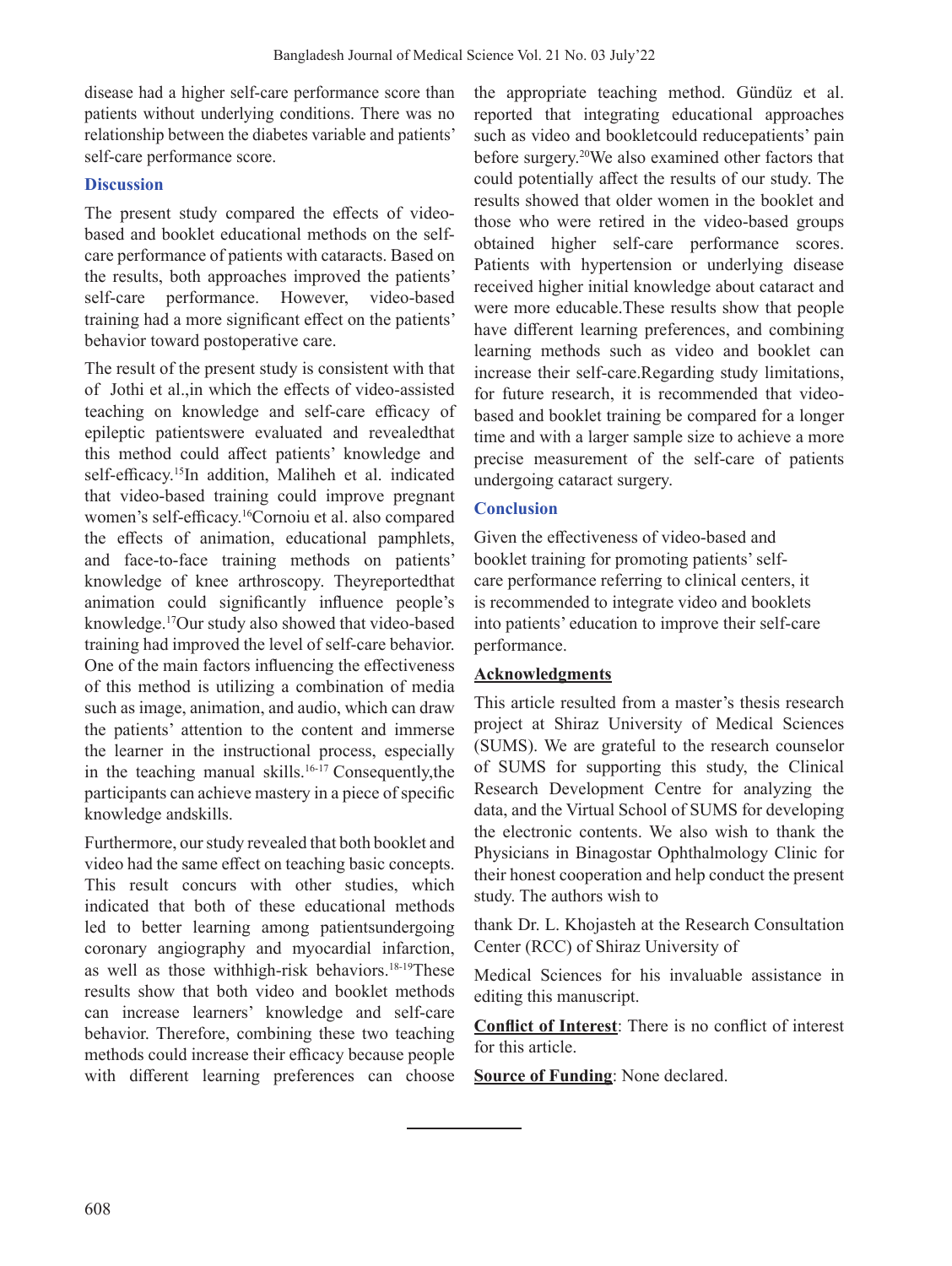disease had a higher self-care performance score than patients without underlying conditions. There was no relationship between the diabetes variable and patients' self-care performance score.

## Discussion

The present study compared the effects of video-based and booklet educational methods on the self-care performance of patients with cataracts. Based on the results, both approaches improved the patients' self-care performance. However, video-based training had a more significant effect on the patients' behavior toward postoperative care.

The result of the present study is consistent with that of Jothi et al.,in which the effects of video-assisted teaching on knowledge and self-care efficacy of epileptic patientswere evaluated and revealedthat this method could affect patients' knowledge and self-efficacy.[15]In addition, Maliheh et al. indicated that video-based training could improve pregnant women's self-efficacy.[16]Cornoiu et al. also compared the effects of animation, educational pamphlets, and face-to-face training methods on patients' knowledge of knee arthroscopy. Theyreportedthat animation could significantly influence people's knowledge.[17]Our study also showed that video-based training had improved the level of self-care behavior. One of the main factors influencing the effectiveness of this method is utilizing a combination of media such as image, animation, and audio, which can draw the patients' attention to the content and immerse the learner in the instructional process, especially in the teaching manual skills.[16-17] Consequently,the participants can achieve mastery in a piece of specific knowledge andskills.

Furthermore, our study revealed that both booklet and video had the same effect on teaching basic concepts. This result concurs with other studies, which indicated that both of these educational methods led to better learning among patientsundergoing coronary angiography and myocardial infarction, as well as those withhigh-risk behaviors.[18-19]These results show that both video and booklet methods can increase learners' knowledge and self-care behavior. Therefore, combining these two teaching methods could increase their efficacy because people with different learning preferences can choose the appropriate teaching method. Gündüz et al. reported that integrating educational approaches such as video and bookletcould reducepatients' pain before surgery.[20]We also examined other factors that could potentially affect the results of our study. The results showed that older women in the booklet and those who were retired in the video-based groups obtained higher self-care performance scores. Patients with hypertension or underlying disease received higher initial knowledge about cataract and were more educable.These results show that people have different learning preferences, and combining learning methods such as video and booklet can increase their self-care.Regarding study limitations, for future research, it is recommended that video-based and booklet training be compared for a longer time and with a larger sample size to achieve a more precise measurement of the self-care of patients undergoing cataract surgery.

## Conclusion

Given the effectiveness of video-based and booklet training for promoting patients' self-care performance referring to clinical centers, it is recommended to integrate video and booklets into patients' education to improve their self-care performance.

## Acknowledgments

This article resulted from a master's thesis research project at Shiraz University of Medical Sciences (SUMS). We are grateful to the research counselor of SUMS for supporting this study, the Clinical Research Development Centre for analyzing the data, and the Virtual School of SUMS for developing the electronic contents. We also wish to thank the Physicians in Binagostar Ophthalmology Clinic for their honest cooperation and help conduct the present study. The authors wish to

thank Dr. L. Khojasteh at the Research Consultation Center (RCC) of Shiraz University of

Medical Sciences for his invaluable assistance in editing this manuscript.

**Conflict of Interest**: There is no conflict of interest for this article.

**Source of Funding**: None declared.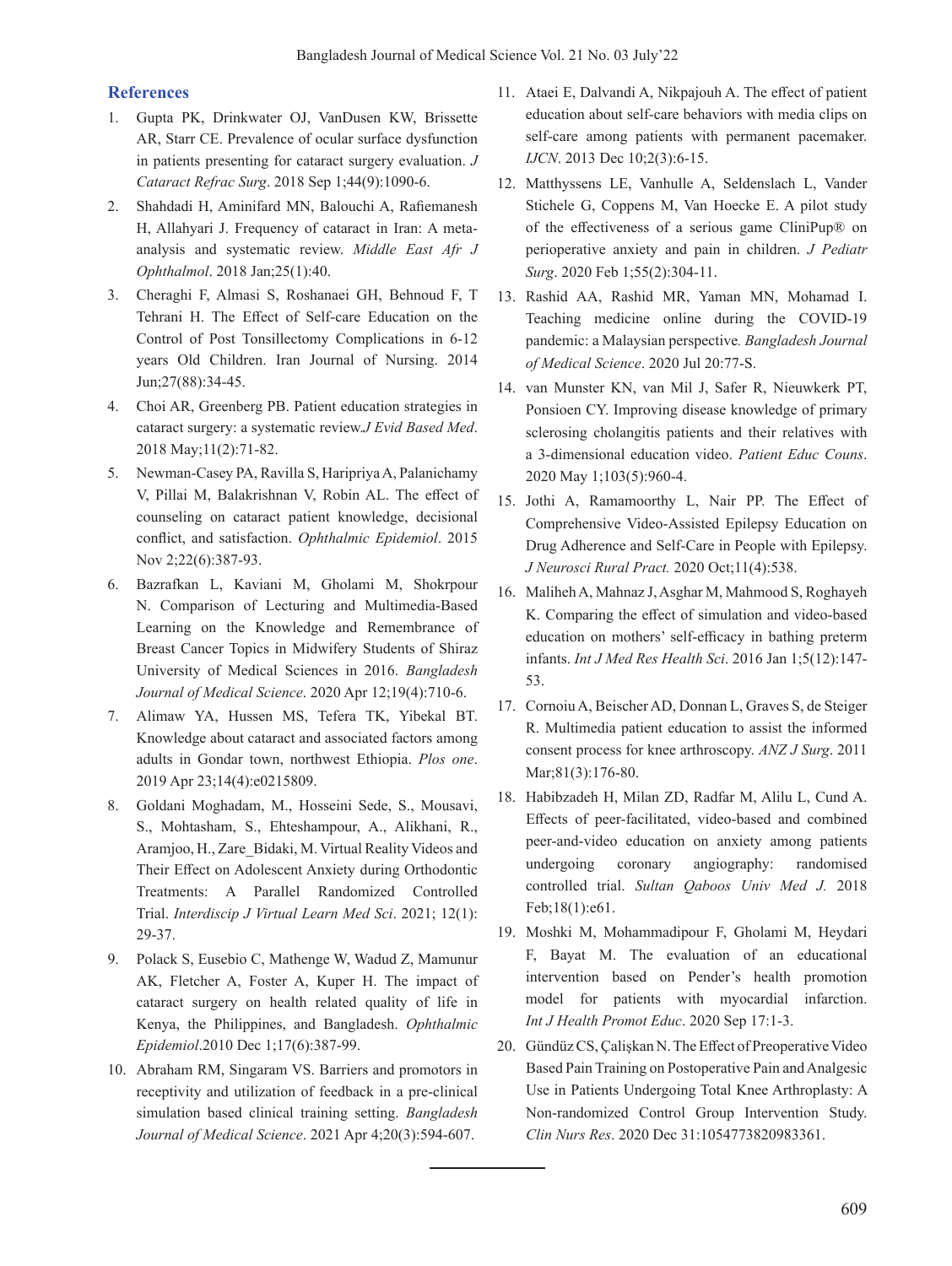## References

1. Gupta PK, Drinkwater OJ, VanDusen KW, Brissette AR, Starr CE. Prevalence of ocular surface dysfunction in patients presenting for cataract surgery evaluation. *J Cataract Refrac Surg*. 2018 Sep 1;44(9):1090-6.
2. Shahdadi H, Aminifard MN, Balouchi A, Rafiemanesh H, Allahyari J. Frequency of cataract in Iran: A meta-analysis and systematic review. *Middle East Afr J Ophthalmol*. 2018 Jan;25(1):40.
3. Cheraghi F, Almasi S, Roshanaei GH, Behnoud F, T Tehrani H. The Effect of Self-care Education on the Control of Post Tonsillectomy Complications in 6-12 years Old Children. Iran Journal of Nursing. 2014 Jun;27(88):34-45.
4. Choi AR, Greenberg PB. Patient education strategies in cataract surgery: a systematic review.*J Evid Based Med*. 2018 May;11(2):71-82.
5. Newman-Casey PA, Ravilla S, Haripriya A, Palanichamy V, Pillai M, Balakrishnan V, Robin AL. The effect of counseling on cataract patient knowledge, decisional conflict, and satisfaction. *Ophthalmic Epidemiol*. 2015 Nov 2;22(6):387-93.
6. Bazrafkan L, Kaviani M, Gholami M, Shokrpour N. Comparison of Lecturing and Multimedia-Based Learning on the Knowledge and Remembrance of Breast Cancer Topics in Midwifery Students of Shiraz University of Medical Sciences in 2016. *Bangladesh Journal of Medical Science*. 2020 Apr 12;19(4):710-6.
7. Alimaw YA, Hussen MS, Tefera TK, Yibekal BT. Knowledge about cataract and associated factors among adults in Gondar town, northwest Ethiopia. *Plos one*. 2019 Apr 23;14(4):e0215809.
8. Goldani Moghadam, M., Hosseini Sede, S., Mousavi, S., Mohtasham, S., Ehteshampour, A., Alikhani, R., Aramjoo, H., Zare_Bidaki, M. Virtual Reality Videos and Their Effect on Adolescent Anxiety during Orthodontic Treatments: A Parallel Randomized Controlled Trial. *Interdiscip J Virtual Learn Med Sci*. 2021; 12(1): 29-37.
9. Polack S, Eusebio C, Mathenge W, Wadud Z, Mamunur AK, Fletcher A, Foster A, Kuper H. The impact of cataract surgery on health related quality of life in Kenya, the Philippines, and Bangladesh. *Ophthalmic Epidemiol*.2010 Dec 1;17(6):387-99.
10. Abraham RM, Singaram VS. Barriers and promotors in receptivity and utilization of feedback in a pre-clinical simulation based clinical training setting. *Bangladesh Journal of Medical Science*. 2021 Apr 4;20(3):594-607.
11. Ataei E, Dalvandi A, Nikpajouh A. The effect of patient education about self-care behaviors with media clips on self-care among patients with permanent pacemaker. *IJCN*. 2013 Dec 10;2(3):6-15.
12. Matthyssens LE, Vanhulle A, Seldenslach L, Vander Stichele G, Coppens M, Van Hoecke E. A pilot study of the effectiveness of a serious game CliniPup® on perioperative anxiety and pain in children. *J Pediatr Surg*. 2020 Feb 1;55(2):304-11.
13. Rashid AA, Rashid MR, Yaman MN, Mohamad I. Teaching medicine online during the COVID-19 pandemic: a Malaysian perspective*. Bangladesh Journal of Medical Science*. 2020 Jul 20:77-S.
14. van Munster KN, van Mil J, Safer R, Nieuwkerk PT, Ponsioen CY. Improving disease knowledge of primary sclerosing cholangitis patients and their relatives with a 3-dimensional education video. *Patient Educ Couns*. 2020 May 1;103(5):960-4.
15. Jothi A, Ramamoorthy L, Nair PP. The Effect of Comprehensive Video-Assisted Epilepsy Education on Drug Adherence and Self-Care in People with Epilepsy. *J Neurosci Rural Pract.* 2020 Oct;11(4):538.
16. Maliheh A, Mahnaz J, Asghar M, Mahmood S, Roghayeh K. Comparing the effect of simulation and video-based education on mothers' self-efficacy in bathing preterm infants. *Int J Med Res Health Sci*. 2016 Jan 1;5(12):147-53.
17. Cornoiu A, Beischer AD, Donnan L, Graves S, de Steiger R. Multimedia patient education to assist the informed consent process for knee arthroscopy. *ANZ J Surg*. 2011 Mar;81(3):176-80.
18. Habibzadeh H, Milan ZD, Radfar M, Alilu L, Cund A. Effects of peer-facilitated, video-based and combined peer-and-video education on anxiety among patients undergoing coronary angiography: randomised controlled trial. *Sultan Qaboos Univ Med J.* 2018 Feb;18(1):e61.
19. Moshki M, Mohammadipour F, Gholami M, Heydari F, Bayat M. The evaluation of an educational intervention based on Pender's health promotion model for patients with myocardial infarction. *Int J Health Promot Educ*. 2020 Sep 17:1-3.
20. Gündüz CS, Çalişkan N. The Effect of Preoperative Video Based Pain Training on Postoperative Pain and Analgesic Use in Patients Undergoing Total Knee Arthroplasty: A Non-randomized Control Group Intervention Study. *Clin Nurs Res*. 2020 Dec 31:1054773820983361.